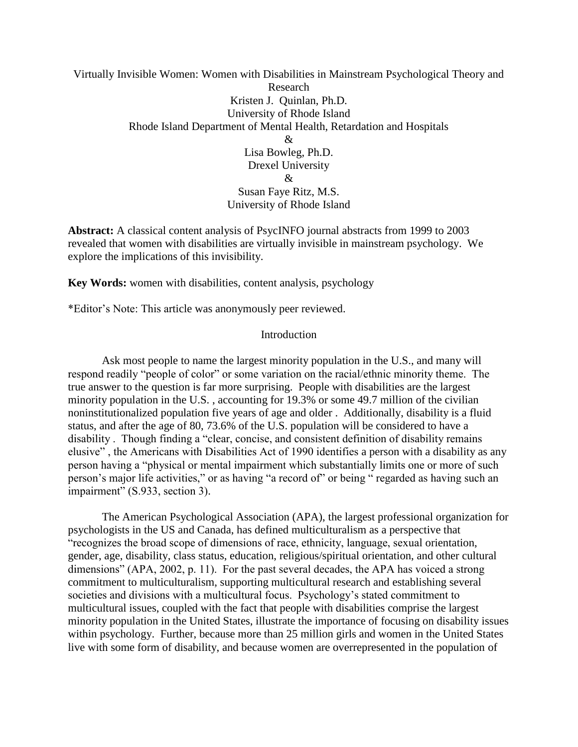# Virtually Invisible Women: Women with Disabilities in Mainstream Psychological Theory and Research

Kristen J. Quinlan, Ph.D.
University of Rhode Island
Rhode Island Department of Mental Health, Retardation and Hospitals
&
Lisa Bowleg, Ph.D.
Drexel University
&
Susan Faye Ritz, M.S.
University of Rhode Island

**Abstract:** A classical content analysis of PsycINFO journal abstracts from 1999 to 2003 revealed that women with disabilities are virtually invisible in mainstream psychology. We explore the implications of this invisibility.

**Key Words:** women with disabilities, content analysis, psychology

*Editor's Note: This article was anonymously peer reviewed.

## Introduction

Ask most people to name the largest minority population in the U.S., and many will respond readily "people of color" or some variation on the racial/ethnic minority theme. The true answer to the question is far more surprising. People with disabilities are the largest minority population in the U.S. , accounting for 19.3% or some 49.7 million of the civilian noninstitutionalized population five years of age and older . Additionally, disability is a fluid status, and after the age of 80, 73.6% of the U.S. population will be considered to have a disability . Though finding a "clear, concise, and consistent definition of disability remains elusive" , the Americans with Disabilities Act of 1990 identifies a person with a disability as any person having a "physical or mental impairment which substantially limits one or more of such person's major life activities," or as having "a record of" or being " regarded as having such an impairment" (S.933, section 3).

The American Psychological Association (APA), the largest professional organization for psychologists in the US and Canada, has defined multiculturalism as a perspective that "recognizes the broad scope of dimensions of race, ethnicity, language, sexual orientation, gender, age, disability, class status, education, religious/spiritual orientation, and other cultural dimensions" (APA, 2002, p. 11). For the past several decades, the APA has voiced a strong commitment to multiculturalism, supporting multicultural research and establishing several societies and divisions with a multicultural focus. Psychology's stated commitment to multicultural issues, coupled with the fact that people with disabilities comprise the largest minority population in the United States, illustrate the importance of focusing on disability issues within psychology. Further, because more than 25 million girls and women in the United States live with some form of disability, and because women are overrepresented in the population of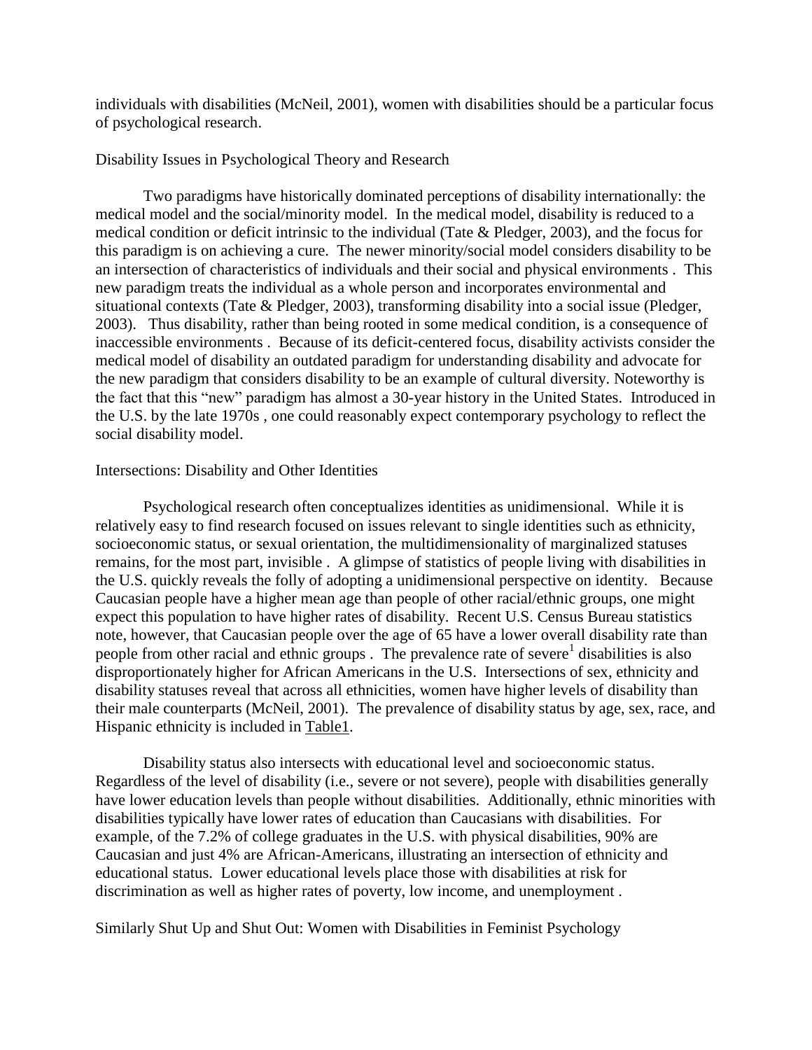individuals with disabilities (McNeil, 2001), women with disabilities should be a particular focus of psychological research.

## Disability Issues in Psychological Theory and Research

Two paradigms have historically dominated perceptions of disability internationally: the medical model and the social/minority model. In the medical model, disability is reduced to a medical condition or deficit intrinsic to the individual (Tate & Pledger, 2003), and the focus for this paradigm is on achieving a cure. The newer minority/social model considers disability to be an intersection of characteristics of individuals and their social and physical environments . This new paradigm treats the individual as a whole person and incorporates environmental and situational contexts (Tate & Pledger, 2003), transforming disability into a social issue (Pledger, 2003). Thus disability, rather than being rooted in some medical condition, is a consequence of inaccessible environments . Because of its deficit-centered focus, disability activists consider the medical model of disability an outdated paradigm for understanding disability and advocate for the new paradigm that considers disability to be an example of cultural diversity. Noteworthy is the fact that this "new" paradigm has almost a 30-year history in the United States. Introduced in the U.S. by the late 1970s , one could reasonably expect contemporary psychology to reflect the social disability model.

## Intersections: Disability and Other Identities

Psychological research often conceptualizes identities as unidimensional. While it is relatively easy to find research focused on issues relevant to single identities such as ethnicity, socioeconomic status, or sexual orientation, the multidimensionality of marginalized statuses remains, for the most part, invisible . A glimpse of statistics of people living with disabilities in the U.S. quickly reveals the folly of adopting a unidimensional perspective on identity. Because Caucasian people have a higher mean age than people of other racial/ethnic groups, one might expect this population to have higher rates of disability. Recent U.S. Census Bureau statistics note, however, that Caucasian people over the age of 65 have a lower overall disability rate than people from other racial and ethnic groups . The prevalence rate of severe[1] disabilities is also disproportionately higher for African Americans in the U.S. Intersections of sex, ethnicity and disability statuses reveal that across all ethnicities, women have higher levels of disability than their male counterparts (McNeil, 2001). The prevalence of disability status by age, sex, race, and Hispanic ethnicity is included in Table1.

Disability status also intersects with educational level and socioeconomic status. Regardless of the level of disability (i.e., severe or not severe), people with disabilities generally have lower education levels than people without disabilities. Additionally, ethnic minorities with disabilities typically have lower rates of education than Caucasians with disabilities. For example, of the 7.2% of college graduates in the U.S. with physical disabilities, 90% are Caucasian and just 4% are African-Americans, illustrating an intersection of ethnicity and educational status. Lower educational levels place those with disabilities at risk for discrimination as well as higher rates of poverty, low income, and unemployment .

## Similarly Shut Up and Shut Out: Women with Disabilities in Feminist Psychology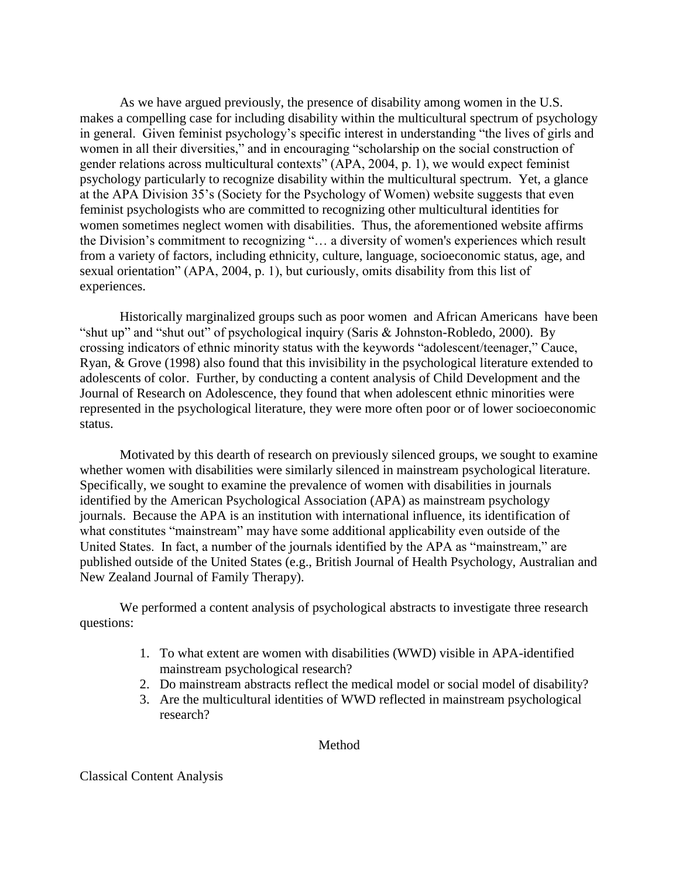As we have argued previously, the presence of disability among women in the U.S. makes a compelling case for including disability within the multicultural spectrum of psychology in general. Given feminist psychology's specific interest in understanding "the lives of girls and women in all their diversities," and in encouraging "scholarship on the social construction of gender relations across multicultural contexts" (APA, 2004, p. 1), we would expect feminist psychology particularly to recognize disability within the multicultural spectrum. Yet, a glance at the APA Division 35's (Society for the Psychology of Women) website suggests that even feminist psychologists who are committed to recognizing other multicultural identities for women sometimes neglect women with disabilities. Thus, the aforementioned website affirms the Division's commitment to recognizing "… a diversity of women's experiences which result from a variety of factors, including ethnicity, culture, language, socioeconomic status, age, and sexual orientation" (APA, 2004, p. 1), but curiously, omits disability from this list of experiences.

Historically marginalized groups such as poor women and African Americans have been "shut up" and "shut out" of psychological inquiry (Saris & Johnston-Robledo, 2000). By crossing indicators of ethnic minority status with the keywords "adolescent/teenager," Cauce, Ryan, & Grove (1998) also found that this invisibility in the psychological literature extended to adolescents of color. Further, by conducting a content analysis of Child Development and the Journal of Research on Adolescence, they found that when adolescent ethnic minorities were represented in the psychological literature, they were more often poor or of lower socioeconomic status.

Motivated by this dearth of research on previously silenced groups, we sought to examine whether women with disabilities were similarly silenced in mainstream psychological literature. Specifically, we sought to examine the prevalence of women with disabilities in journals identified by the American Psychological Association (APA) as mainstream psychology journals. Because the APA is an institution with international influence, its identification of what constitutes "mainstream" may have some additional applicability even outside of the United States. In fact, a number of the journals identified by the APA as "mainstream," are published outside of the United States (e.g., British Journal of Health Psychology, Australian and New Zealand Journal of Family Therapy).

We performed a content analysis of psychological abstracts to investigate three research questions:

1. To what extent are women with disabilities (WWD) visible in APA-identified mainstream psychological research?
2. Do mainstream abstracts reflect the medical model or social model of disability?
3. Are the multicultural identities of WWD reflected in mainstream psychological research?

## Method

### Classical Content Analysis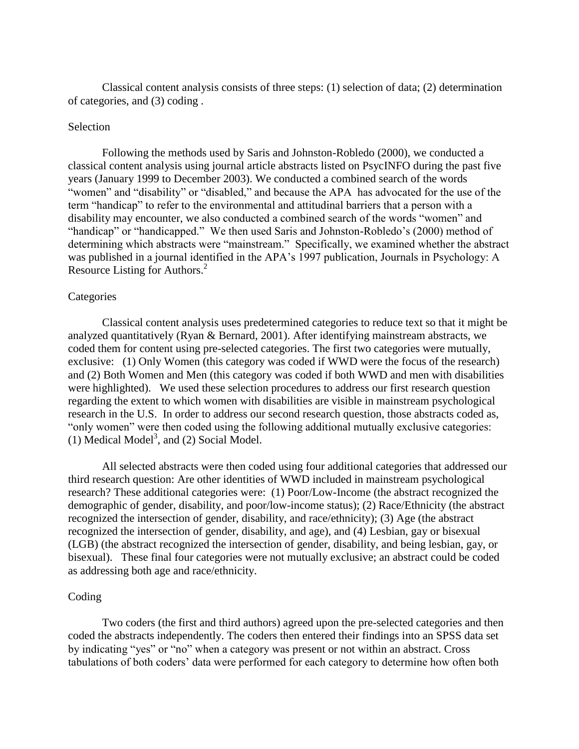Classical content analysis consists of three steps: (1) selection of data; (2) determination of categories, and (3) coding .

## Selection

Following the methods used by Saris and Johnston-Robledo (2000), we conducted a classical content analysis using journal article abstracts listed on PsycINFO during the past five years (January 1999 to December 2003). We conducted a combined search of the words "women" and "disability" or "disabled," and because the APA has advocated for the use of the term "handicap" to refer to the environmental and attitudinal barriers that a person with a disability may encounter, we also conducted a combined search of the words "women" and "handicap" or "handicapped." We then used Saris and Johnston-Robledo's (2000) method of determining which abstracts were "mainstream." Specifically, we examined whether the abstract was published in a journal identified in the APA's 1997 publication, Journals in Psychology: A Resource Listing for Authors.[2]

## Categories

Classical content analysis uses predetermined categories to reduce text so that it might be analyzed quantitatively (Ryan & Bernard, 2001). After identifying mainstream abstracts, we coded them for content using pre-selected categories. The first two categories were mutually, exclusive: (1) Only Women (this category was coded if WWD were the focus of the research) and (2) Both Women and Men (this category was coded if both WWD and men with disabilities were highlighted). We used these selection procedures to address our first research question regarding the extent to which women with disabilities are visible in mainstream psychological research in the U.S. In order to address our second research question, those abstracts coded as, "only women" were then coded using the following additional mutually exclusive categories: (1) Medical Model[3], and (2) Social Model.

All selected abstracts were then coded using four additional categories that addressed our third research question: Are other identities of WWD included in mainstream psychological research? These additional categories were: (1) Poor/Low-Income (the abstract recognized the demographic of gender, disability, and poor/low-income status); (2) Race/Ethnicity (the abstract recognized the intersection of gender, disability, and race/ethnicity); (3) Age (the abstract recognized the intersection of gender, disability, and age), and (4) Lesbian, gay or bisexual (LGB) (the abstract recognized the intersection of gender, disability, and being lesbian, gay, or bisexual). These final four categories were not mutually exclusive; an abstract could be coded as addressing both age and race/ethnicity.

## Coding

Two coders (the first and third authors) agreed upon the pre-selected categories and then coded the abstracts independently. The coders then entered their findings into an SPSS data set by indicating "yes" or "no" when a category was present or not within an abstract. Cross tabulations of both coders' data were performed for each category to determine how often both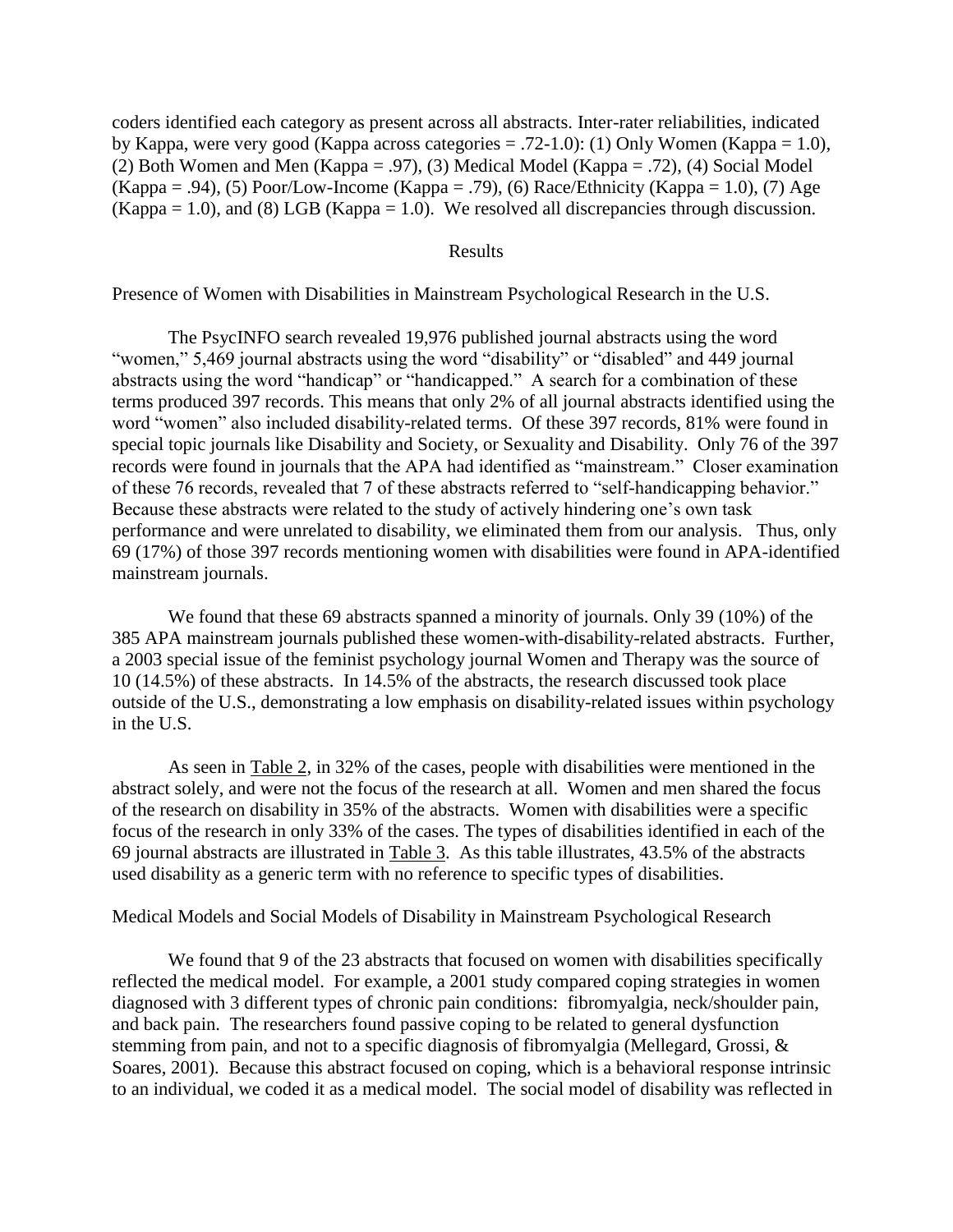coders identified each category as present across all abstracts. Inter-rater reliabilities, indicated by Kappa, were very good (Kappa across categories = .72-1.0): (1) Only Women (Kappa = 1.0), (2) Both Women and Men (Kappa = .97), (3) Medical Model (Kappa = .72), (4) Social Model (Kappa = .94), (5) Poor/Low-Income (Kappa = .79), (6) Race/Ethnicity (Kappa = 1.0), (7) Age (Kappa = 1.0), and (8) LGB (Kappa = 1.0). We resolved all discrepancies through discussion.

## Results

### Presence of Women with Disabilities in Mainstream Psychological Research in the U.S.

The PsycINFO search revealed 19,976 published journal abstracts using the word "women," 5,469 journal abstracts using the word "disability" or "disabled" and 449 journal abstracts using the word "handicap" or "handicapped." A search for a combination of these terms produced 397 records. This means that only 2% of all journal abstracts identified using the word "women" also included disability-related terms. Of these 397 records, 81% were found in special topic journals like Disability and Society, or Sexuality and Disability. Only 76 of the 397 records were found in journals that the APA had identified as "mainstream." Closer examination of these 76 records, revealed that 7 of these abstracts referred to "self-handicapping behavior." Because these abstracts were related to the study of actively hindering one's own task performance and were unrelated to disability, we eliminated them from our analysis. Thus, only 69 (17%) of those 397 records mentioning women with disabilities were found in APA-identified mainstream journals.

We found that these 69 abstracts spanned a minority of journals. Only 39 (10%) of the 385 APA mainstream journals published these women-with-disability-related abstracts. Further, a 2003 special issue of the feminist psychology journal Women and Therapy was the source of 10 (14.5%) of these abstracts. In 14.5% of the abstracts, the research discussed took place outside of the U.S., demonstrating a low emphasis on disability-related issues within psychology in the U.S.

As seen in Table 2, in 32% of the cases, people with disabilities were mentioned in the abstract solely, and were not the focus of the research at all. Women and men shared the focus of the research on disability in 35% of the abstracts. Women with disabilities were a specific focus of the research in only 33% of the cases. The types of disabilities identified in each of the 69 journal abstracts are illustrated in Table 3. As this table illustrates, 43.5% of the abstracts used disability as a generic term with no reference to specific types of disabilities.

### Medical Models and Social Models of Disability in Mainstream Psychological Research

We found that 9 of the 23 abstracts that focused on women with disabilities specifically reflected the medical model. For example, a 2001 study compared coping strategies in women diagnosed with 3 different types of chronic pain conditions: fibromyalgia, neck/shoulder pain, and back pain. The researchers found passive coping to be related to general dysfunction stemming from pain, and not to a specific diagnosis of fibromyalgia (Mellegard, Grossi, & Soares, 2001). Because this abstract focused on coping, which is a behavioral response intrinsic to an individual, we coded it as a medical model. The social model of disability was reflected in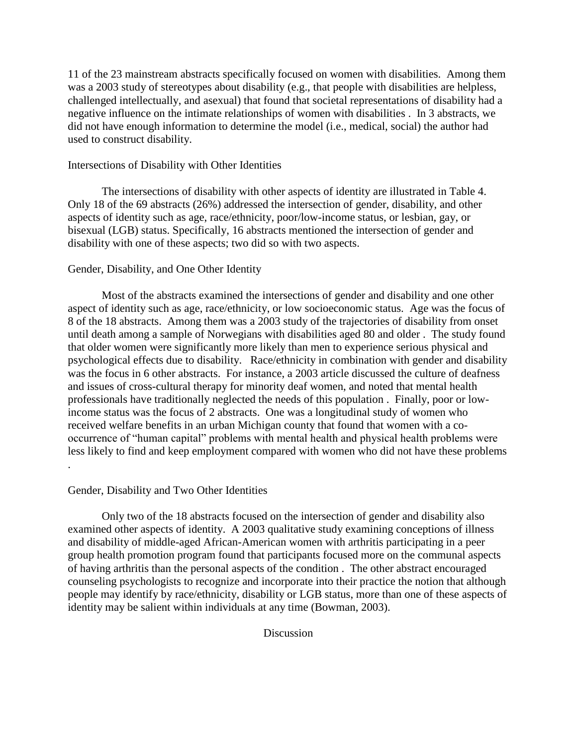11 of the 23 mainstream abstracts specifically focused on women with disabilities. Among them was a 2003 study of stereotypes about disability (e.g., that people with disabilities are helpless, challenged intellectually, and asexual) that found that societal representations of disability had a negative influence on the intimate relationships of women with disabilities . In 3 abstracts, we did not have enough information to determine the model (i.e., medical, social) the author had used to construct disability.

## Intersections of Disability with Other Identities

The intersections of disability with other aspects of identity are illustrated in Table 4. Only 18 of the 69 abstracts (26%) addressed the intersection of gender, disability, and other aspects of identity such as age, race/ethnicity, poor/low-income status, or lesbian, gay, or bisexual (LGB) status. Specifically, 16 abstracts mentioned the intersection of gender and disability with one of these aspects; two did so with two aspects.

### Gender, Disability, and One Other Identity

Most of the abstracts examined the intersections of gender and disability and one other aspect of identity such as age, race/ethnicity, or low socioeconomic status. Age was the focus of 8 of the 18 abstracts. Among them was a 2003 study of the trajectories of disability from onset until death among a sample of Norwegians with disabilities aged 80 and older . The study found that older women were significantly more likely than men to experience serious physical and psychological effects due to disability. Race/ethnicity in combination with gender and disability was the focus in 6 other abstracts. For instance, a 2003 article discussed the culture of deafness and issues of cross-cultural therapy for minority deaf women, and noted that mental health professionals have traditionally neglected the needs of this population . Finally, poor or low-income status was the focus of 2 abstracts. One was a longitudinal study of women who received welfare benefits in an urban Michigan county that found that women with a co-occurrence of "human capital" problems with mental health and physical health problems were less likely to find and keep employment compared with women who did not have these problems .

### Gender, Disability and Two Other Identities

Only two of the 18 abstracts focused on the intersection of gender and disability also examined other aspects of identity. A 2003 qualitative study examining conceptions of illness and disability of middle-aged African-American women with arthritis participating in a peer group health promotion program found that participants focused more on the communal aspects of having arthritis than the personal aspects of the condition . The other abstract encouraged counseling psychologists to recognize and incorporate into their practice the notion that although people may identify by race/ethnicity, disability or LGB status, more than one of these aspects of identity may be salient within individuals at any time (Bowman, 2003).

## Discussion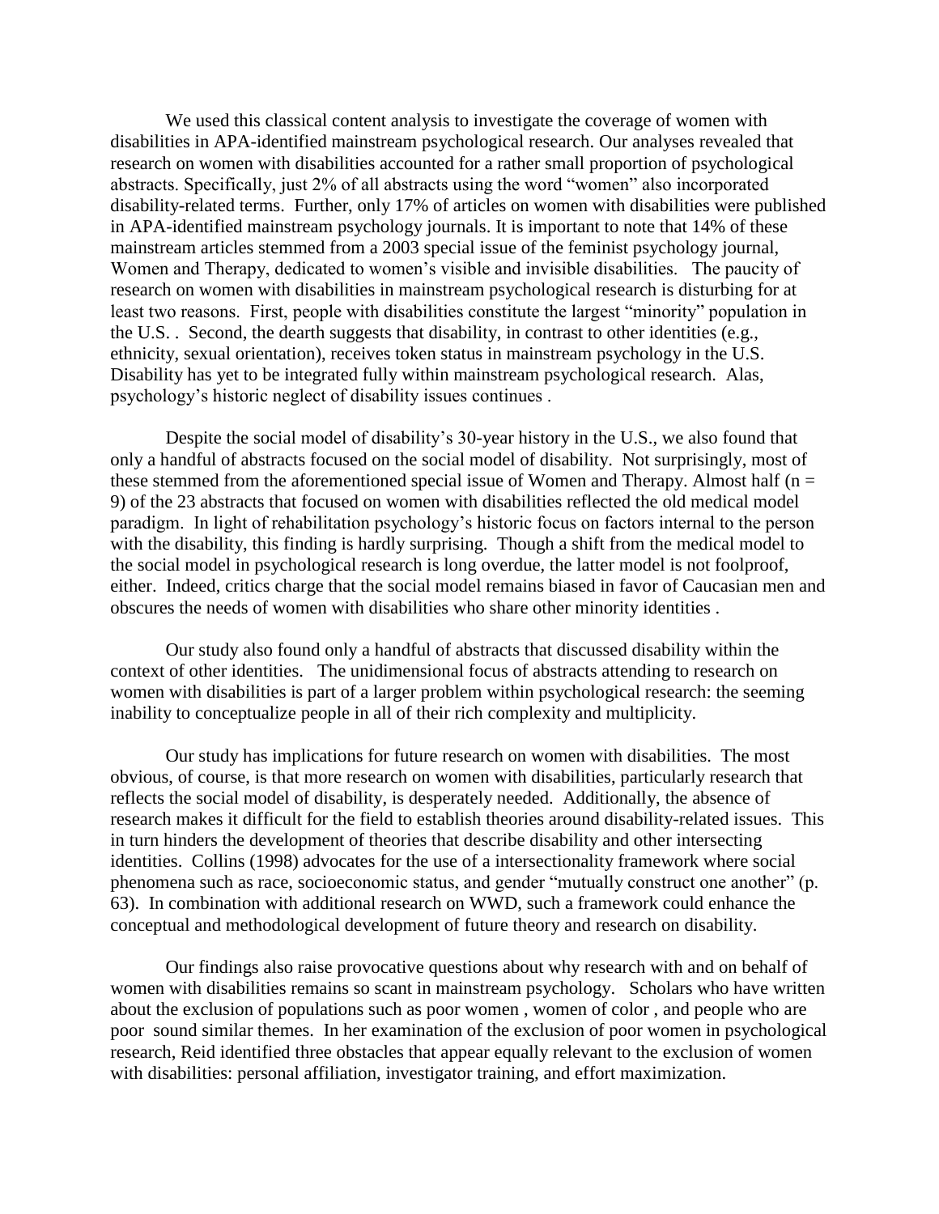We used this classical content analysis to investigate the coverage of women with disabilities in APA-identified mainstream psychological research. Our analyses revealed that research on women with disabilities accounted for a rather small proportion of psychological abstracts. Specifically, just 2% of all abstracts using the word "women" also incorporated disability-related terms. Further, only 17% of articles on women with disabilities were published in APA-identified mainstream psychology journals. It is important to note that 14% of these mainstream articles stemmed from a 2003 special issue of the feminist psychology journal, Women and Therapy, dedicated to women's visible and invisible disabilities. The paucity of research on women with disabilities in mainstream psychological research is disturbing for at least two reasons. First, people with disabilities constitute the largest "minority" population in the U.S. . Second, the dearth suggests that disability, in contrast to other identities (e.g., ethnicity, sexual orientation), receives token status in mainstream psychology in the U.S. Disability has yet to be integrated fully within mainstream psychological research. Alas, psychology's historic neglect of disability issues continues .

Despite the social model of disability's 30-year history in the U.S., we also found that only a handful of abstracts focused on the social model of disability. Not surprisingly, most of these stemmed from the aforementioned special issue of Women and Therapy. Almost half ($n = 9$) of the 23 abstracts that focused on women with disabilities reflected the old medical model paradigm. In light of rehabilitation psychology's historic focus on factors internal to the person with the disability, this finding is hardly surprising. Though a shift from the medical model to the social model in psychological research is long overdue, the latter model is not foolproof, either. Indeed, critics charge that the social model remains biased in favor of Caucasian men and obscures the needs of women with disabilities who share other minority identities .

Our study also found only a handful of abstracts that discussed disability within the context of other identities. The unidimensional focus of abstracts attending to research on women with disabilities is part of a larger problem within psychological research: the seeming inability to conceptualize people in all of their rich complexity and multiplicity.

Our study has implications for future research on women with disabilities. The most obvious, of course, is that more research on women with disabilities, particularly research that reflects the social model of disability, is desperately needed. Additionally, the absence of research makes it difficult for the field to establish theories around disability-related issues. This in turn hinders the development of theories that describe disability and other intersecting identities. Collins (1998) advocates for the use of a intersectionality framework where social phenomena such as race, socioeconomic status, and gender "mutually construct one another" (p. 63). In combination with additional research on WWD, such a framework could enhance the conceptual and methodological development of future theory and research on disability.

Our findings also raise provocative questions about why research with and on behalf of women with disabilities remains so scant in mainstream psychology. Scholars who have written about the exclusion of populations such as poor women , women of color , and people who are poor sound similar themes. In her examination of the exclusion of poor women in psychological research, Reid identified three obstacles that appear equally relevant to the exclusion of women with disabilities: personal affiliation, investigator training, and effort maximization.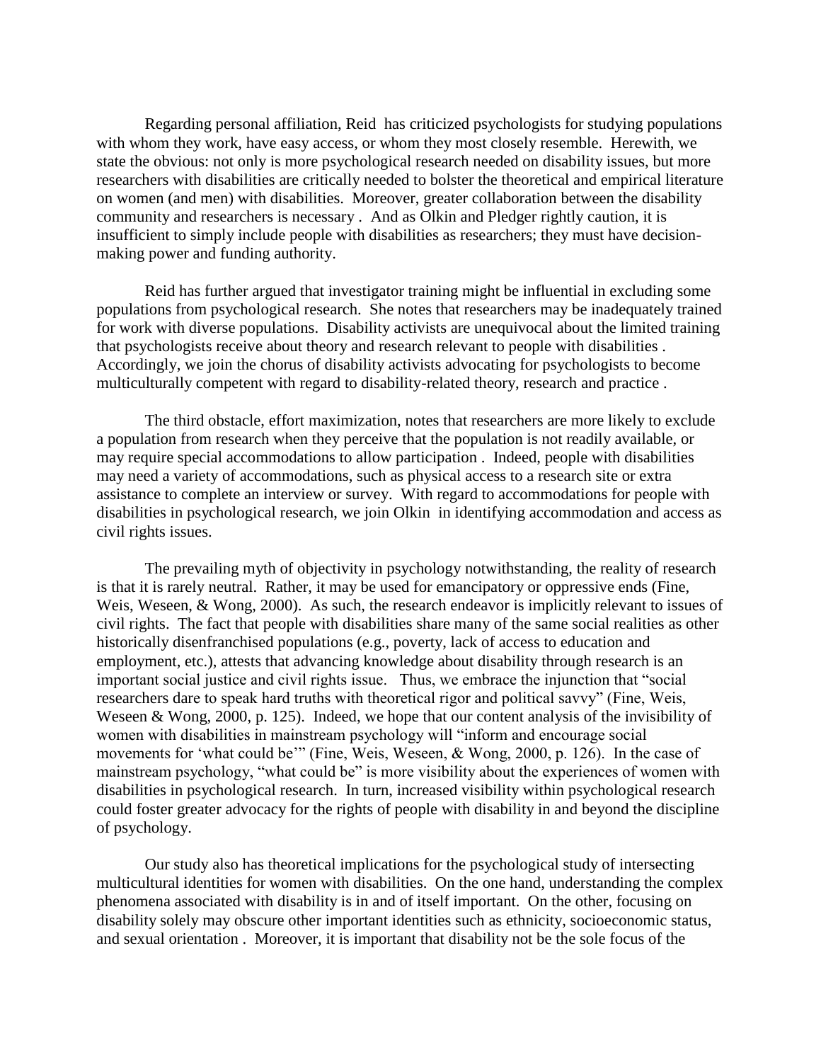Regarding personal affiliation, Reid has criticized psychologists for studying populations with whom they work, have easy access, or whom they most closely resemble. Herewith, we state the obvious: not only is more psychological research needed on disability issues, but more researchers with disabilities are critically needed to bolster the theoretical and empirical literature on women (and men) with disabilities. Moreover, greater collaboration between the disability community and researchers is necessary . And as Olkin and Pledger rightly caution, it is insufficient to simply include people with disabilities as researchers; they must have decision-making power and funding authority.

Reid has further argued that investigator training might be influential in excluding some populations from psychological research. She notes that researchers may be inadequately trained for work with diverse populations. Disability activists are unequivocal about the limited training that psychologists receive about theory and research relevant to people with disabilities . Accordingly, we join the chorus of disability activists advocating for psychologists to become multiculturally competent with regard to disability-related theory, research and practice .

The third obstacle, effort maximization, notes that researchers are more likely to exclude a population from research when they perceive that the population is not readily available, or may require special accommodations to allow participation . Indeed, people with disabilities may need a variety of accommodations, such as physical access to a research site or extra assistance to complete an interview or survey. With regard to accommodations for people with disabilities in psychological research, we join Olkin in identifying accommodation and access as civil rights issues.

The prevailing myth of objectivity in psychology notwithstanding, the reality of research is that it is rarely neutral. Rather, it may be used for emancipatory or oppressive ends (Fine, Weis, Weseen, & Wong, 2000). As such, the research endeavor is implicitly relevant to issues of civil rights. The fact that people with disabilities share many of the same social realities as other historically disenfranchised populations (e.g., poverty, lack of access to education and employment, etc.), attests that advancing knowledge about disability through research is an important social justice and civil rights issue. Thus, we embrace the injunction that "social researchers dare to speak hard truths with theoretical rigor and political savvy" (Fine, Weis, Weseen & Wong, 2000, p. 125). Indeed, we hope that our content analysis of the invisibility of women with disabilities in mainstream psychology will "inform and encourage social movements for 'what could be'" (Fine, Weis, Weseen, & Wong, 2000, p. 126). In the case of mainstream psychology, "what could be" is more visibility about the experiences of women with disabilities in psychological research. In turn, increased visibility within psychological research could foster greater advocacy for the rights of people with disability in and beyond the discipline of psychology.

Our study also has theoretical implications for the psychological study of intersecting multicultural identities for women with disabilities. On the one hand, understanding the complex phenomena associated with disability is in and of itself important. On the other, focusing on disability solely may obscure other important identities such as ethnicity, socioeconomic status, and sexual orientation . Moreover, it is important that disability not be the sole focus of the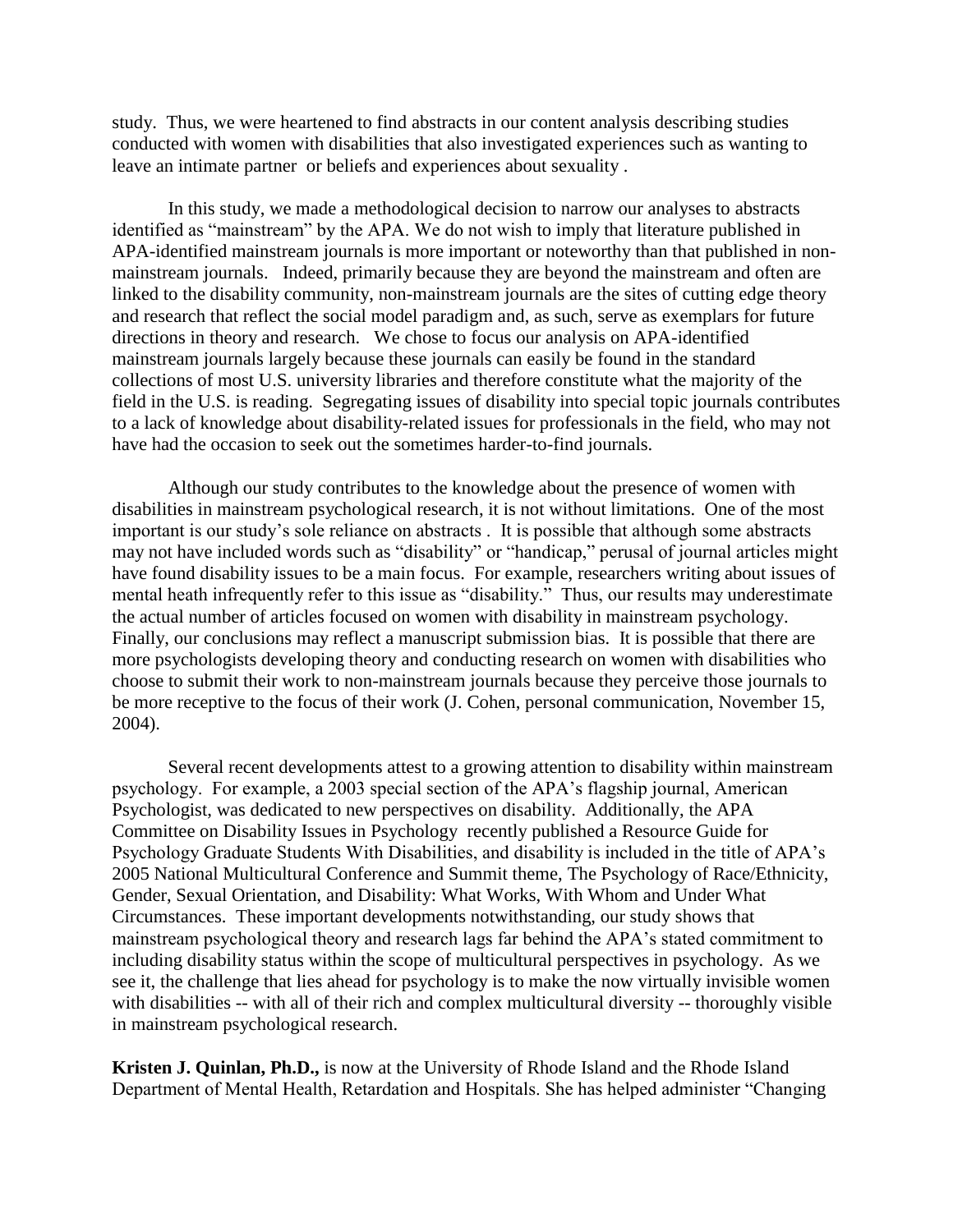study. Thus, we were heartened to find abstracts in our content analysis describing studies conducted with women with disabilities that also investigated experiences such as wanting to leave an intimate partner or beliefs and experiences about sexuality .

In this study, we made a methodological decision to narrow our analyses to abstracts identified as "mainstream" by the APA. We do not wish to imply that literature published in APA-identified mainstream journals is more important or noteworthy than that published in non-mainstream journals. Indeed, primarily because they are beyond the mainstream and often are linked to the disability community, non-mainstream journals are the sites of cutting edge theory and research that reflect the social model paradigm and, as such, serve as exemplars for future directions in theory and research. We chose to focus our analysis on APA-identified mainstream journals largely because these journals can easily be found in the standard collections of most U.S. university libraries and therefore constitute what the majority of the field in the U.S. is reading. Segregating issues of disability into special topic journals contributes to a lack of knowledge about disability-related issues for professionals in the field, who may not have had the occasion to seek out the sometimes harder-to-find journals.

Although our study contributes to the knowledge about the presence of women with disabilities in mainstream psychological research, it is not without limitations. One of the most important is our study's sole reliance on abstracts . It is possible that although some abstracts may not have included words such as "disability" or "handicap," perusal of journal articles might have found disability issues to be a main focus. For example, researchers writing about issues of mental heath infrequently refer to this issue as "disability." Thus, our results may underestimate the actual number of articles focused on women with disability in mainstream psychology. Finally, our conclusions may reflect a manuscript submission bias. It is possible that there are more psychologists developing theory and conducting research on women with disabilities who choose to submit their work to non-mainstream journals because they perceive those journals to be more receptive to the focus of their work (J. Cohen, personal communication, November 15, 2004).

Several recent developments attest to a growing attention to disability within mainstream psychology. For example, a 2003 special section of the APA's flagship journal, American Psychologist, was dedicated to new perspectives on disability. Additionally, the APA Committee on Disability Issues in Psychology recently published a Resource Guide for Psychology Graduate Students With Disabilities, and disability is included in the title of APA's 2005 National Multicultural Conference and Summit theme, The Psychology of Race/Ethnicity, Gender, Sexual Orientation, and Disability: What Works, With Whom and Under What Circumstances. These important developments notwithstanding, our study shows that mainstream psychological theory and research lags far behind the APA's stated commitment to including disability status within the scope of multicultural perspectives in psychology. As we see it, the challenge that lies ahead for psychology is to make the now virtually invisible women with disabilities -- with all of their rich and complex multicultural diversity -- thoroughly visible in mainstream psychological research.

**Kristen J. Quinlan, Ph.D.,** is now at the University of Rhode Island and the Rhode Island Department of Mental Health, Retardation and Hospitals. She has helped administer "Changing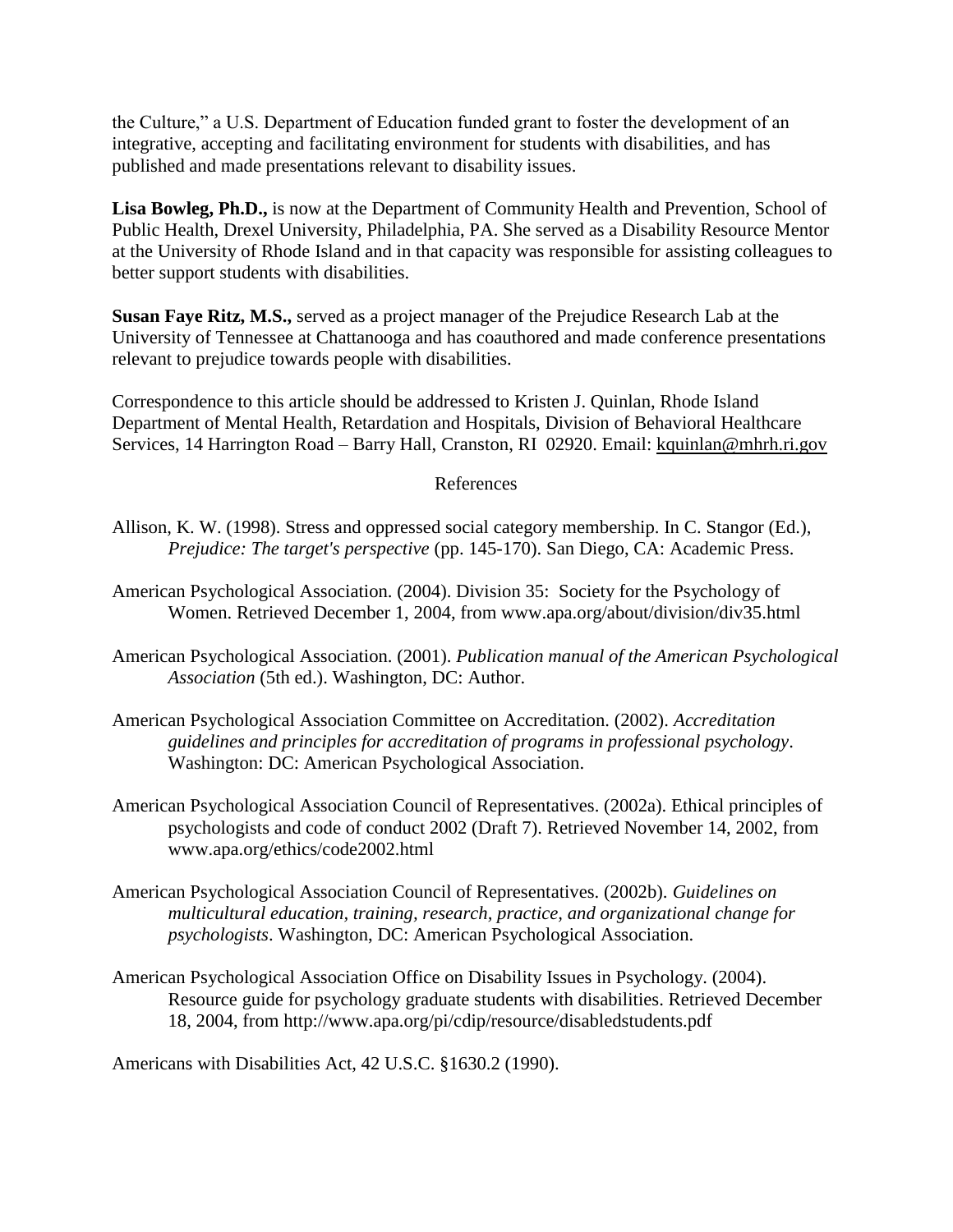the Culture," a U.S. Department of Education funded grant to foster the development of an integrative, accepting and facilitating environment for students with disabilities, and has published and made presentations relevant to disability issues.

**Lisa Bowleg, Ph.D.,** is now at the Department of Community Health and Prevention, School of Public Health, Drexel University, Philadelphia, PA. She served as a Disability Resource Mentor at the University of Rhode Island and in that capacity was responsible for assisting colleagues to better support students with disabilities.

**Susan Faye Ritz, M.S.,** served as a project manager of the Prejudice Research Lab at the University of Tennessee at Chattanooga and has coauthored and made conference presentations relevant to prejudice towards people with disabilities.

Correspondence to this article should be addressed to Kristen J. Quinlan, Rhode Island Department of Mental Health, Retardation and Hospitals, Division of Behavioral Healthcare Services, 14 Harrington Road – Barry Hall, Cranston, RI 02920. Email: kquinlan@mhrh.ri.gov

## References

Allison, K. W. (1998). Stress and oppressed social category membership. In C. Stangor (Ed.), *Prejudice: The target's perspective* (pp. 145-170). San Diego, CA: Academic Press.

American Psychological Association. (2004). Division 35: Society for the Psychology of Women. Retrieved December 1, 2004, from www.apa.org/about/division/div35.html

American Psychological Association. (2001). *Publication manual of the American Psychological Association* (5th ed.). Washington, DC: Author.

American Psychological Association Committee on Accreditation. (2002). *Accreditation guidelines and principles for accreditation of programs in professional psychology*. Washington: DC: American Psychological Association.

American Psychological Association Council of Representatives. (2002a). Ethical principles of psychologists and code of conduct 2002 (Draft 7). Retrieved November 14, 2002, from www.apa.org/ethics/code2002.html

American Psychological Association Council of Representatives. (2002b). *Guidelines on multicultural education, training, research, practice, and organizational change for psychologists*. Washington, DC: American Psychological Association.

American Psychological Association Office on Disability Issues in Psychology. (2004). Resource guide for psychology graduate students with disabilities. Retrieved December 18, 2004, from http://www.apa.org/pi/cdip/resource/disabledstudents.pdf

Americans with Disabilities Act, 42 U.S.C. §1630.2 (1990).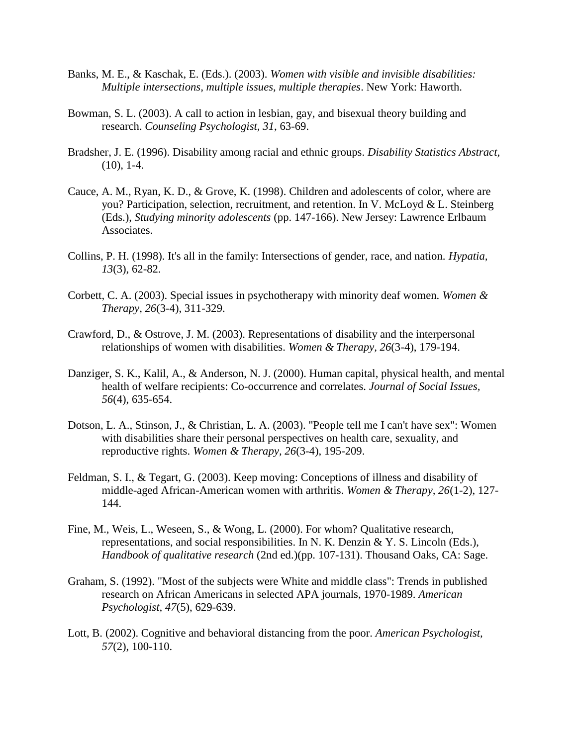Banks, M. E., & Kaschak, E. (Eds.). (2003). *Women with visible and invisible disabilities: Multiple intersections, multiple issues, multiple therapies*. New York: Haworth.

Bowman, S. L. (2003). A call to action in lesbian, gay, and bisexual theory building and research. *Counseling Psychologist, 31*, 63-69.

Bradsher, J. E. (1996). Disability among racial and ethnic groups. *Disability Statistics Abstract*, (10), 1-4.

Cauce, A. M., Ryan, K. D., & Grove, K. (1998). Children and adolescents of color, where are you? Participation, selection, recruitment, and retention. In V. McLoyd & L. Steinberg (Eds.), *Studying minority adolescents* (pp. 147-166). New Jersey: Lawrence Erlbaum Associates.

Collins, P. H. (1998). It's all in the family: Intersections of gender, race, and nation. *Hypatia, 13*(3), 62-82.

Corbett, C. A. (2003). Special issues in psychotherapy with minority deaf women. *Women & Therapy, 26*(3-4), 311-329.

Crawford, D., & Ostrove, J. M. (2003). Representations of disability and the interpersonal relationships of women with disabilities. *Women & Therapy, 26*(3-4), 179-194.

Danziger, S. K., Kalil, A., & Anderson, N. J. (2000). Human capital, physical health, and mental health of welfare recipients: Co-occurrence and correlates. *Journal of Social Issues, 56*(4), 635-654.

Dotson, L. A., Stinson, J., & Christian, L. A. (2003). "People tell me I can't have sex": Women with disabilities share their personal perspectives on health care, sexuality, and reproductive rights. *Women & Therapy, 26*(3-4), 195-209.

Feldman, S. I., & Tegart, G. (2003). Keep moving: Conceptions of illness and disability of middle-aged African-American women with arthritis. *Women & Therapy, 26*(1-2), 127-144.

Fine, M., Weis, L., Weseen, S., & Wong, L. (2000). For whom? Qualitative research, representations, and social responsibilities. In N. K. Denzin & Y. S. Lincoln (Eds.), *Handbook of qualitative research* (2nd ed.)(pp. 107-131). Thousand Oaks, CA: Sage.

Graham, S. (1992). "Most of the subjects were White and middle class": Trends in published research on African Americans in selected APA journals, 1970-1989. *American Psychologist, 47*(5), 629-639.

Lott, B. (2002). Cognitive and behavioral distancing from the poor. *American Psychologist, 57*(2), 100-110.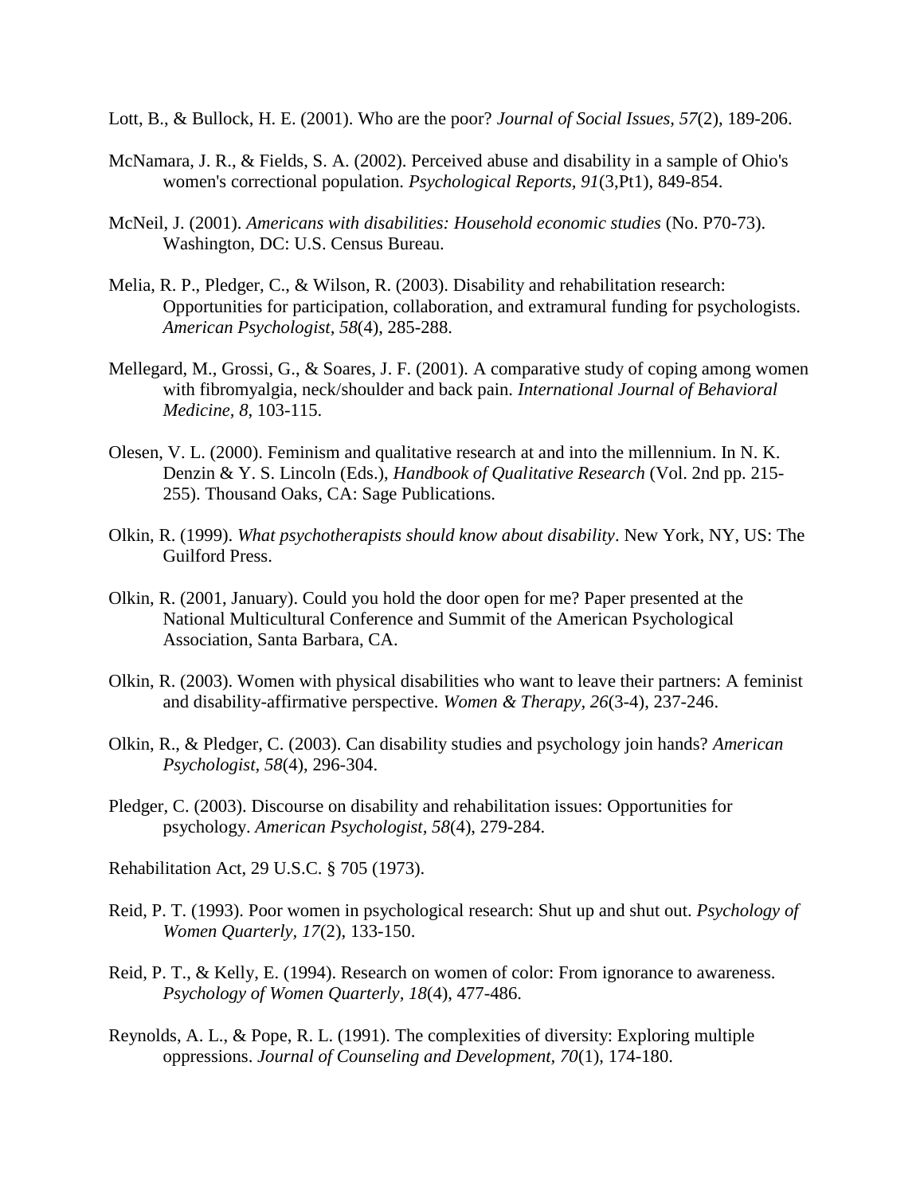Lott, B., & Bullock, H. E. (2001). Who are the poor? *Journal of Social Issues, 57*(2), 189-206.

McNamara, J. R., & Fields, S. A. (2002). Perceived abuse and disability in a sample of Ohio's women's correctional population. *Psychological Reports, 91*(3,Pt1), 849-854.

McNeil, J. (2001). *Americans with disabilities: Household economic studies* (No. P70-73). Washington, DC: U.S. Census Bureau.

Melia, R. P., Pledger, C., & Wilson, R. (2003). Disability and rehabilitation research: Opportunities for participation, collaboration, and extramural funding for psychologists. *American Psychologist, 58*(4), 285-288.

Mellegard, M., Grossi, G., & Soares, J. F. (2001). A comparative study of coping among women with fibromyalgia, neck/shoulder and back pain. *International Journal of Behavioral Medicine, 8*, 103-115.

Olesen, V. L. (2000). Feminism and qualitative research at and into the millennium. In N. K. Denzin & Y. S. Lincoln (Eds.), *Handbook of Qualitative Research* (Vol. 2nd pp. 215-255). Thousand Oaks, CA: Sage Publications.

Olkin, R. (1999). *What psychotherapists should know about disability*. New York, NY, US: The Guilford Press.

Olkin, R. (2001, January). Could you hold the door open for me? Paper presented at the National Multicultural Conference and Summit of the American Psychological Association, Santa Barbara, CA.

Olkin, R. (2003). Women with physical disabilities who want to leave their partners: A feminist and disability-affirmative perspective. *Women & Therapy, 26*(3-4), 237-246.

Olkin, R., & Pledger, C. (2003). Can disability studies and psychology join hands? *American Psychologist, 58*(4), 296-304.

Pledger, C. (2003). Discourse on disability and rehabilitation issues: Opportunities for psychology. *American Psychologist, 58*(4), 279-284.

Rehabilitation Act, 29 U.S.C. § 705 (1973).

Reid, P. T. (1993). Poor women in psychological research: Shut up and shut out. *Psychology of Women Quarterly, 17*(2), 133-150.

Reid, P. T., & Kelly, E. (1994). Research on women of color: From ignorance to awareness. *Psychology of Women Quarterly, 18*(4), 477-486.

Reynolds, A. L., & Pope, R. L. (1991). The complexities of diversity: Exploring multiple oppressions. *Journal of Counseling and Development, 70*(1), 174-180.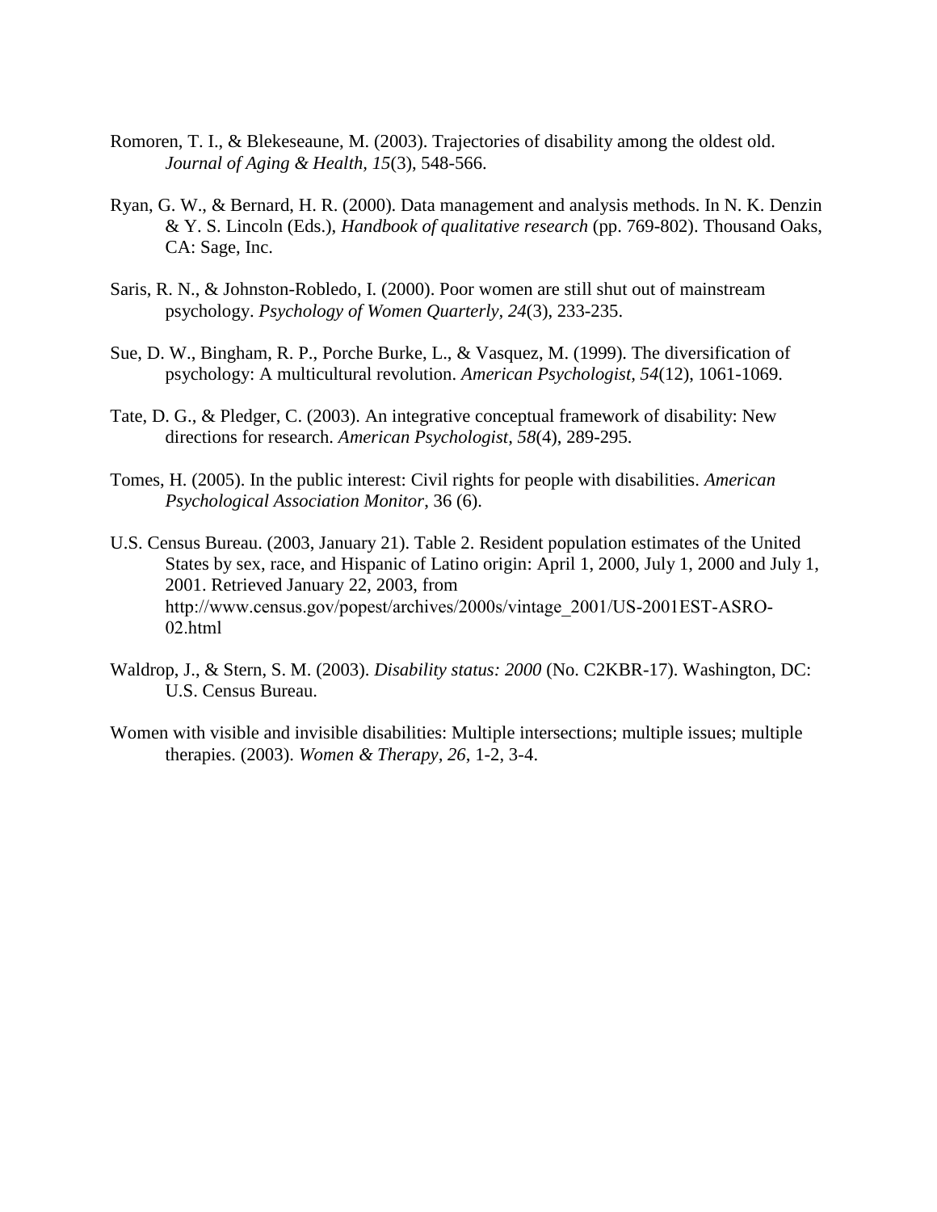Romoren, T. I., & Blekeseaune, M. (2003). Trajectories of disability among the oldest old. *Journal of Aging & Health, 15*(3), 548-566.

Ryan, G. W., & Bernard, H. R. (2000). Data management and analysis methods. In N. K. Denzin & Y. S. Lincoln (Eds.), *Handbook of qualitative research* (pp. 769-802). Thousand Oaks, CA: Sage, Inc.

Saris, R. N., & Johnston-Robledo, I. (2000). Poor women are still shut out of mainstream psychology. *Psychology of Women Quarterly, 24*(3), 233-235.

Sue, D. W., Bingham, R. P., Porche Burke, L., & Vasquez, M. (1999). The diversification of psychology: A multicultural revolution. *American Psychologist, 54*(12), 1061-1069.

Tate, D. G., & Pledger, C. (2003). An integrative conceptual framework of disability: New directions for research. *American Psychologist, 58*(4), 289-295.

Tomes, H. (2005). In the public interest: Civil rights for people with disabilities. *American Psychological Association Monitor*, 36 (6).

U.S. Census Bureau. (2003, January 21). Table 2. Resident population estimates of the United States by sex, race, and Hispanic of Latino origin: April 1, 2000, July 1, 2000 and July 1, 2001. Retrieved January 22, 2003, from http://www.census.gov/popest/archives/2000s/vintage_2001/US-2001EST-ASRO-02.html

Waldrop, J., & Stern, S. M. (2003). *Disability status: 2000* (No. C2KBR-17). Washington, DC: U.S. Census Bureau.

Women with visible and invisible disabilities: Multiple intersections; multiple issues; multiple therapies. (2003). *Women & Therapy, 26*, 1-2, 3-4.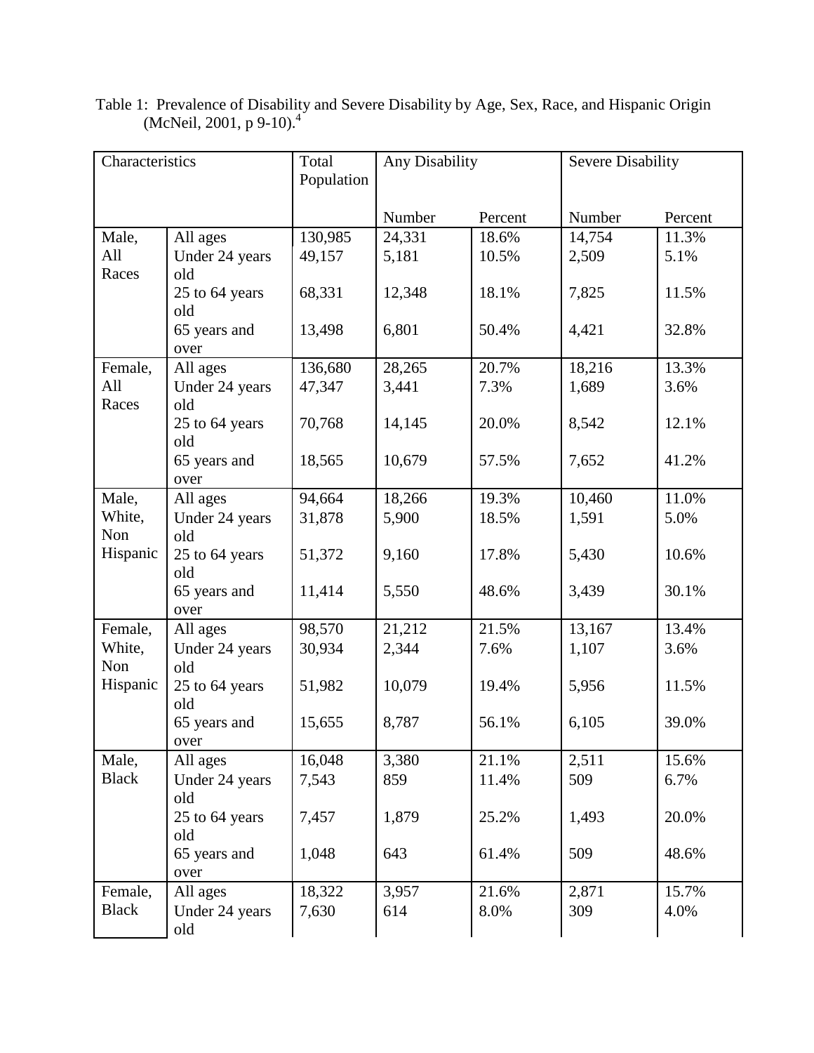Table 1: Prevalence of Disability and Severe Disability by Age, Sex, Race, and Hispanic Origin (McNeil, 2001, p 9-10).[4]

| Characteristics | | Total Population | Any Disability | | Severe Disability | |
|---|---|---|---|---|---|---|
| | | | Number | Percent | Number | Percent |
| Male, All Races | All ages | 130,985 | 24,331 | 18.6% | 14,754 | 11.3% |
| | Under 24 years old | 49,157 | 5,181 | 10.5% | 2,509 | 5.1% |
| | 25 to 64 years old | 68,331 | 12,348 | 18.1% | 7,825 | 11.5% |
| | 65 years and over | 13,498 | 6,801 | 50.4% | 4,421 | 32.8% |
| Female, All Races | All ages | 136,680 | 28,265 | 20.7% | 18,216 | 13.3% |
| | Under 24 years old | 47,347 | 3,441 | 7.3% | 1,689 | 3.6% |
| | 25 to 64 years old | 70,768 | 14,145 | 20.0% | 8,542 | 12.1% |
| | 65 years and over | 18,565 | 10,679 | 57.5% | 7,652 | 41.2% |
| Male, White, Non Hispanic | All ages | 94,664 | 18,266 | 19.3% | 10,460 | 11.0% |
| | Under 24 years old | 31,878 | 5,900 | 18.5% | 1,591 | 5.0% |
| | 25 to 64 years old | 51,372 | 9,160 | 17.8% | 5,430 | 10.6% |
| | 65 years and over | 11,414 | 5,550 | 48.6% | 3,439 | 30.1% |
| Female, White, Non Hispanic | All ages | 98,570 | 21,212 | 21.5% | 13,167 | 13.4% |
| | Under 24 years old | 30,934 | 2,344 | 7.6% | 1,107 | 3.6% |
| | 25 to 64 years old | 51,982 | 10,079 | 19.4% | 5,956 | 11.5% |
| | 65 years and over | 15,655 | 8,787 | 56.1% | 6,105 | 39.0% |
| Male, Black | All ages | 16,048 | 3,380 | 21.1% | 2,511 | 15.6% |
| | Under 24 years old | 7,543 | 859 | 11.4% | 509 | 6.7% |
| | 25 to 64 years old | 7,457 | 1,879 | 25.2% | 1,493 | 20.0% |
| | 65 years and over | 1,048 | 643 | 61.4% | 509 | 48.6% |
| Female, Black | All ages | 18,322 | 3,957 | 21.6% | 2,871 | 15.7% |
| | Under 24 years old | 7,630 | 614 | 8.0% | 309 | 4.0% |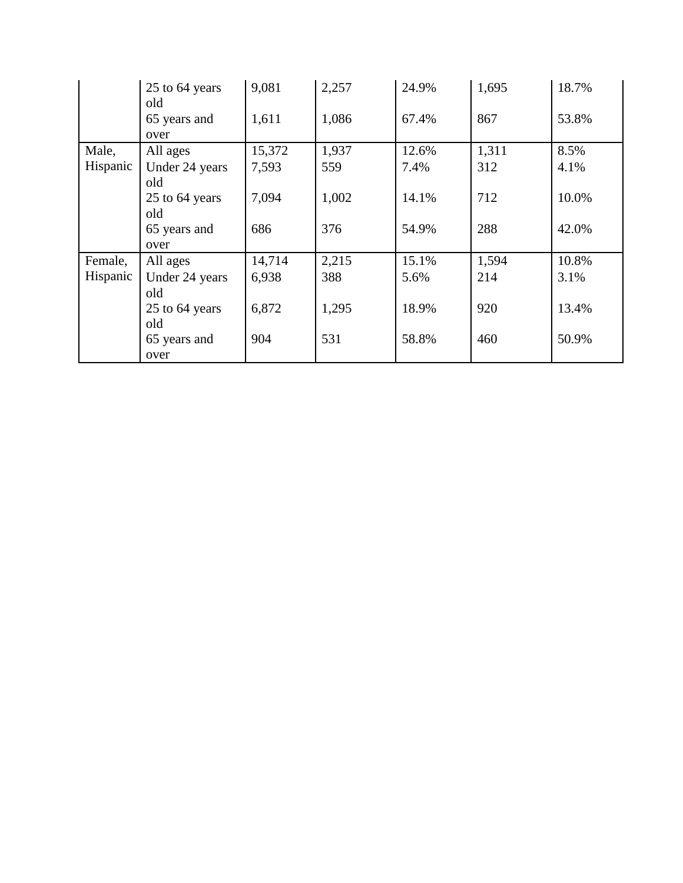| | | | | | | |
|---|---|---|---|---|---|---|
| | 25 to 64 years old | 9,081 | 2,257 | 24.9% | 1,695 | 18.7% |
| | 65 years and over | 1,611 | 1,086 | 67.4% | 867 | 53.8% |
| Male, Hispanic | All ages | 15,372 | 1,937 | 12.6% | 1,311 | 8.5% |
| | Under 24 years old | 7,593 | 559 | 7.4% | 312 | 4.1% |
| | 25 to 64 years old | 7,094 | 1,002 | 14.1% | 712 | 10.0% |
| | 65 years and over | 686 | 376 | 54.9% | 288 | 42.0% |
| Female, Hispanic | All ages | 14,714 | 2,215 | 15.1% | 1,594 | 10.8% |
| | Under 24 years old | 6,938 | 388 | 5.6% | 214 | 3.1% |
| | 25 to 64 years old | 6,872 | 1,295 | 18.9% | 920 | 13.4% |
| | 65 years and over | 904 | 531 | 58.8% | 460 | 50.9% |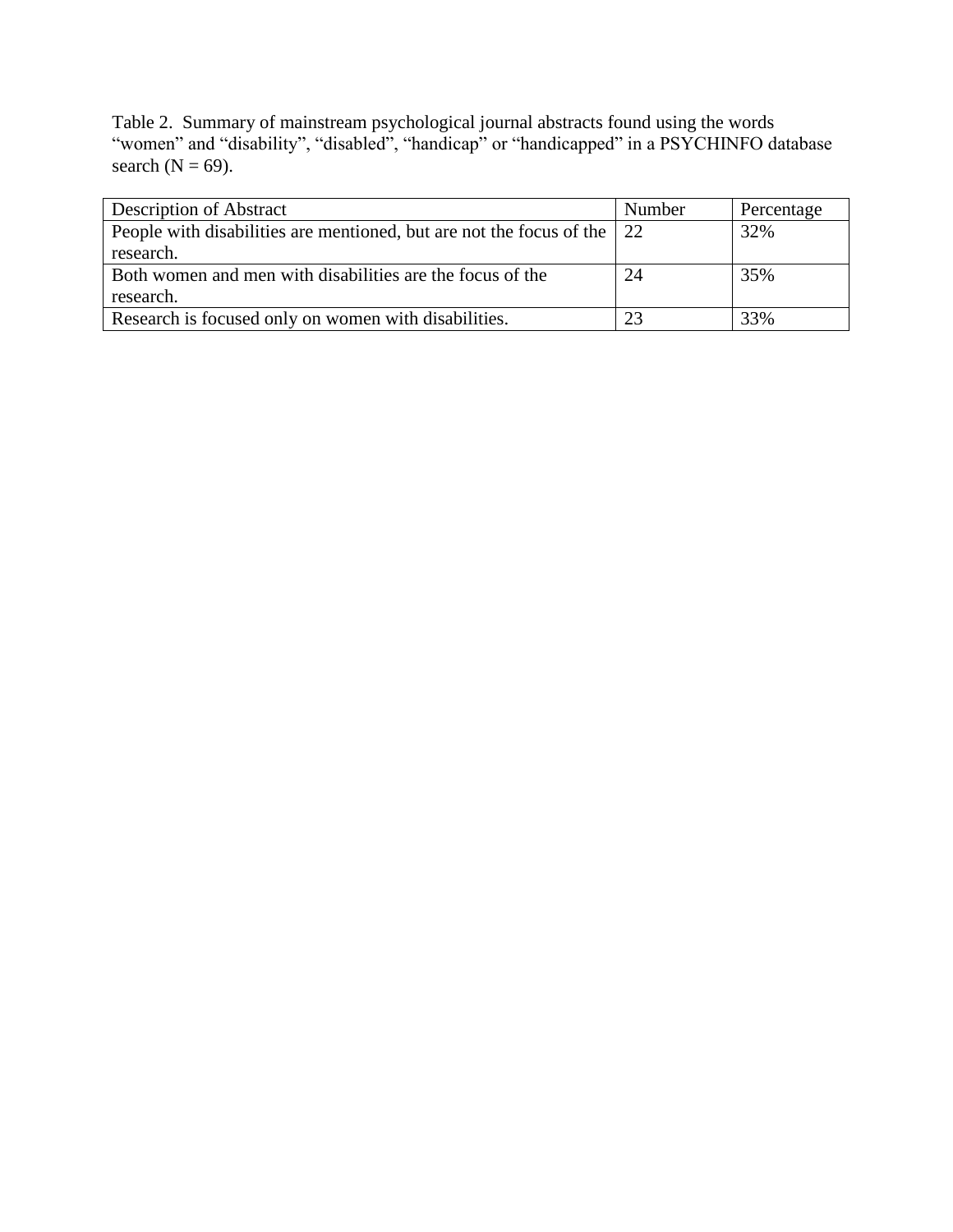Table 2. Summary of mainstream psychological journal abstracts found using the words "women" and "disability", "disabled", "handicap" or "handicapped" in a PSYCHINFO database search (N = 69).

| Description of Abstract | Number | Percentage |
|---|---|---|
| People with disabilities are mentioned, but are not the focus of the research. | 22 | 32% |
| Both women and men with disabilities are the focus of the research. | 24 | 35% |
| Research is focused only on women with disabilities. | 23 | 33% |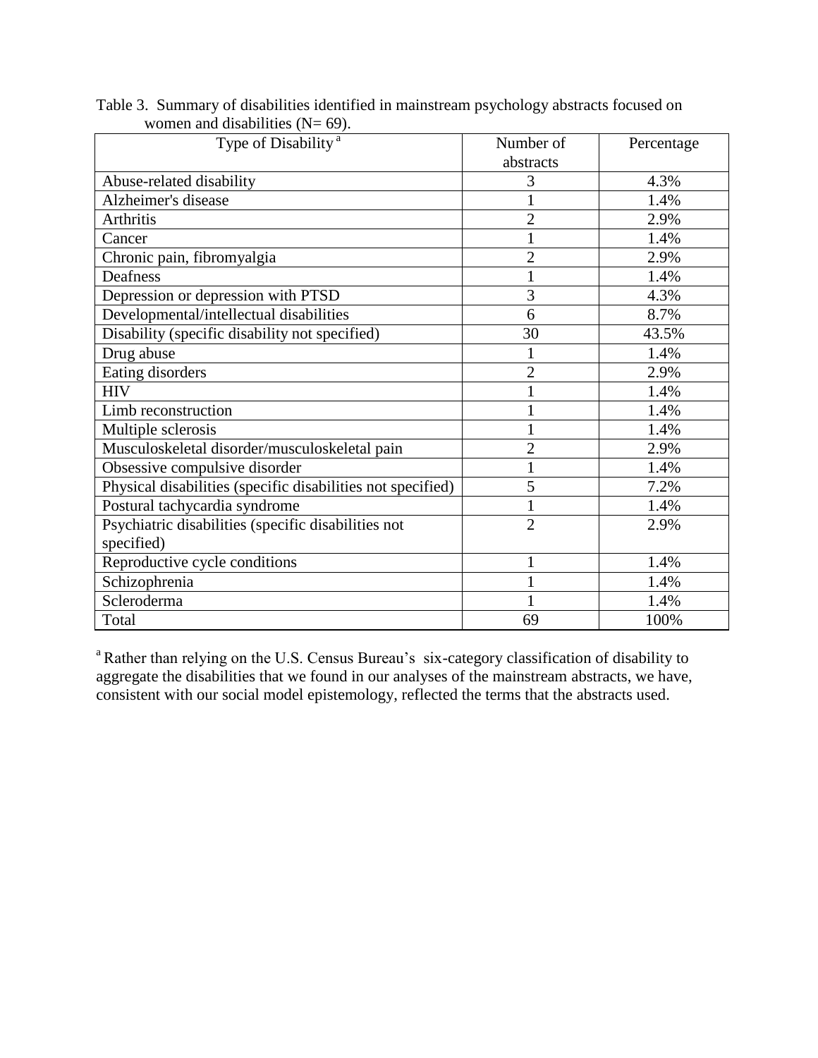Table 3. Summary of disabilities identified in mainstream psychology abstracts focused on women and disabilities (N= 69).

| Type of Disability [a] | Number of abstracts | Percentage |
|---|---|---|
| Abuse-related disability | 3 | 4.3% |
| Alzheimer's disease | 1 | 1.4% |
| Arthritis | 2 | 2.9% |
| Cancer | 1 | 1.4% |
| Chronic pain, fibromyalgia | 2 | 2.9% |
| Deafness | 1 | 1.4% |
| Depression or depression with PTSD | 3 | 4.3% |
| Developmental/intellectual disabilities | 6 | 8.7% |
| Disability (specific disability not specified) | 30 | 43.5% |
| Drug abuse | 1 | 1.4% |
| Eating disorders | 2 | 2.9% |
| HIV | 1 | 1.4% |
| Limb reconstruction | 1 | 1.4% |
| Multiple sclerosis | 1 | 1.4% |
| Musculoskeletal disorder/musculoskeletal pain | 2 | 2.9% |
| Obsessive compulsive disorder | 1 | 1.4% |
| Physical disabilities (specific disabilities not specified) | 5 | 7.2% |
| Postural tachycardia syndrome | 1 | 1.4% |
| Psychiatric disabilities (specific disabilities not specified) | 2 | 2.9% |
| Reproductive cycle conditions | 1 | 1.4% |
| Schizophrenia | 1 | 1.4% |
| Scleroderma | 1 | 1.4% |
| Total | 69 | 100% |

[a] Rather than relying on the U.S. Census Bureau's six-category classification of disability to aggregate the disabilities that we found in our analyses of the mainstream abstracts, we have, consistent with our social model epistemology, reflected the terms that the abstracts used.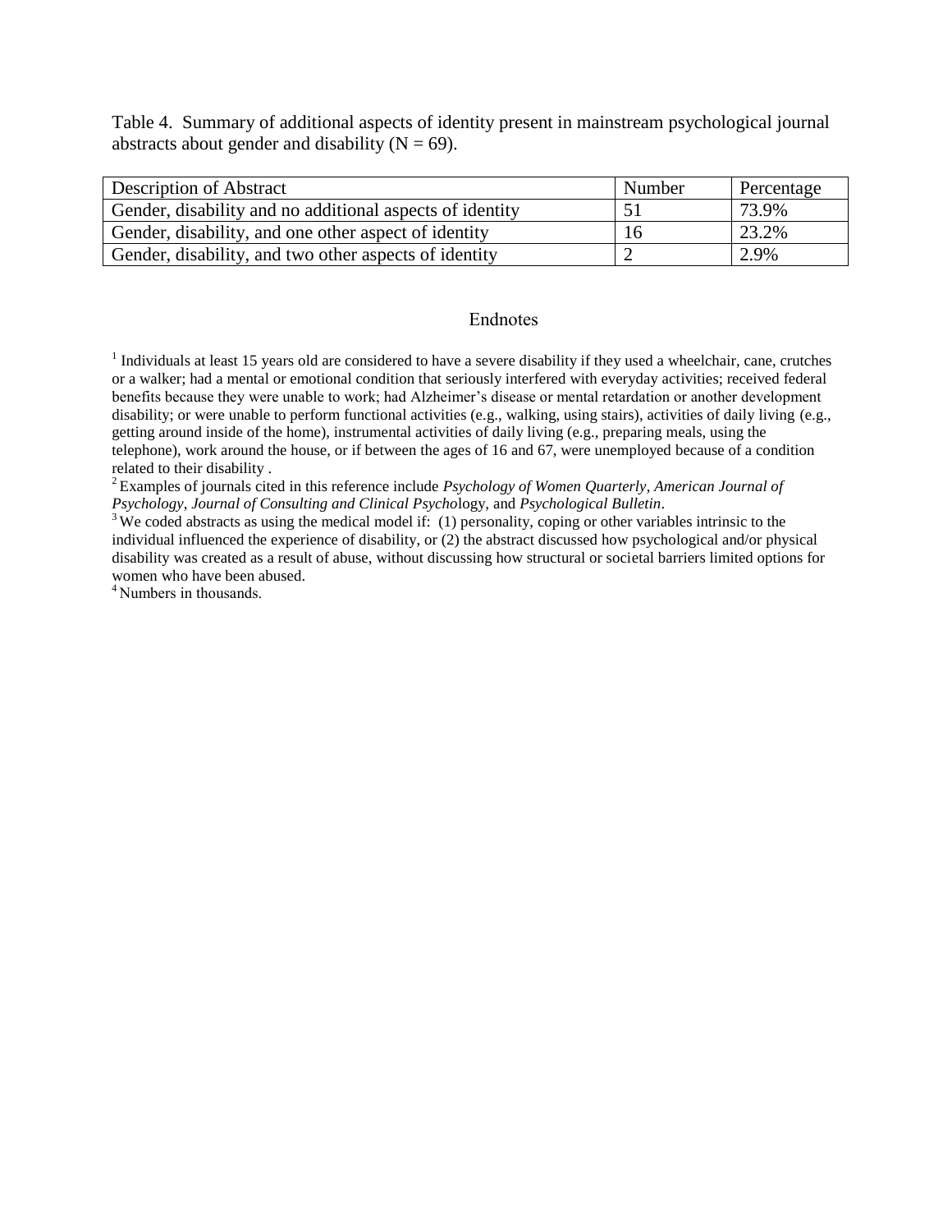Table 4. Summary of additional aspects of identity present in mainstream psychological journal abstracts about gender and disability (N = 69).

| Description of Abstract | Number | Percentage |
|---|---|---|
| Gender, disability and no additional aspects of identity | 51 | 73.9% |
| Gender, disability, and one other aspect of identity | 16 | 23.2% |
| Gender, disability, and two other aspects of identity | 2 | 2.9% |

## Endnotes

[1] Individuals at least 15 years old are considered to have a severe disability if they used a wheelchair, cane, crutches or a walker; had a mental or emotional condition that seriously interfered with everyday activities; received federal benefits because they were unable to work; had Alzheimer's disease or mental retardation or another development disability; or were unable to perform functional activities (e.g., walking, using stairs), activities of daily living (e.g., getting around inside of the home), instrumental activities of daily living (e.g., preparing meals, using the telephone), work around the house, or if between the ages of 16 and 67, were unemployed because of a condition related to their disability .

[2] Examples of journals cited in this reference include *Psychology of Women Quarterly*, *American Journal of Psychology*, *Journal of Consulting and Clinical Psych*ology, and *Psychological Bulletin*.

[3] We coded abstracts as using the medical model if: (1) personality, coping or other variables intrinsic to the individual influenced the experience of disability, or (2) the abstract discussed how psychological and/or physical disability was created as a result of abuse, without discussing how structural or societal barriers limited options for women who have been abused.

[4] Numbers in thousands.